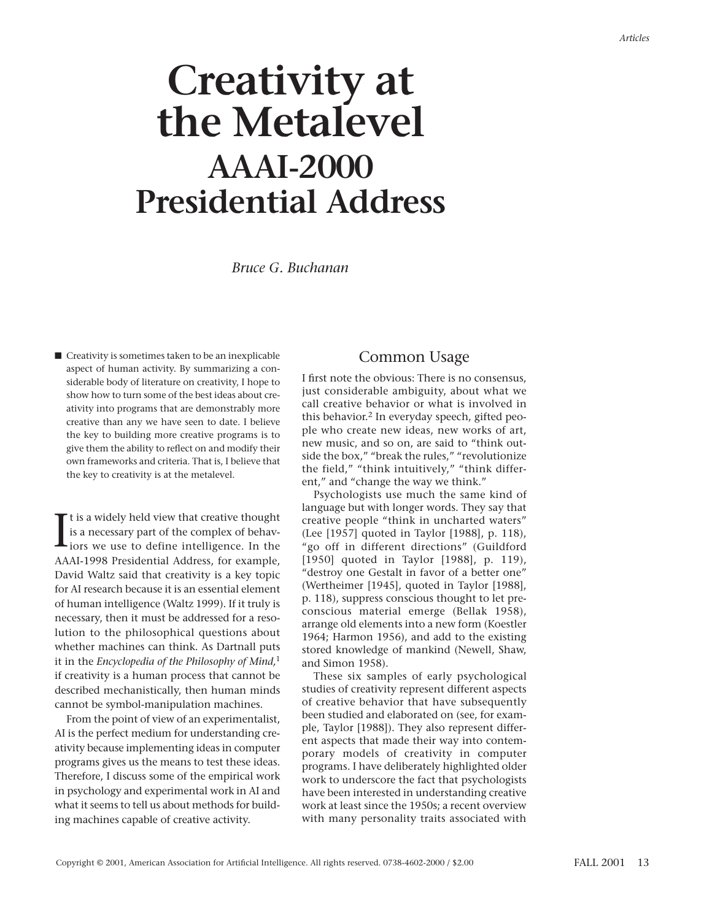# Creativity at the Metalevel
## AAAI-2000 Presidential Address

*Bruce G. Buchanan*

■ Creativity is sometimes taken to be an inexplicable aspect of human activity. By summarizing a considerable body of literature on creativity, I hope to show how to turn some of the best ideas about creativity into programs that are demonstrably more creative than any we have seen to date. I believe the key to building more creative programs is to give them the ability to reflect on and modify their own frameworks and criteria. That is, I believe that the key to creativity is at the metalevel.

It is a widely held view that creative thought is a necessary part of the complex of behaviors we use to define intelligence. In the AAAI-1998 Presidential Address, for example, David Waltz said that creativity is a key topic for AI research because it is an essential element of human intelligence (Waltz 1999). If it truly is necessary, then it must be addressed for a resolution to the philosophical questions about whether machines can think. As Dartnall puts it in the *Encyclopedia of the Philosophy of Mind,*[1] if creativity is a human process that cannot be described mechanistically, then human minds cannot be symbol-manipulation machines.

From the point of view of an experimentalist, AI is the perfect medium for understanding creativity because implementing ideas in computer programs gives us the means to test these ideas. Therefore, I discuss some of the empirical work in psychology and experimental work in AI and what it seems to tell us about methods for building machines capable of creative activity.

## Common Usage

I first note the obvious: There is no consensus, just considerable ambiguity, about what we call creative behavior or what is involved in this behavior.[2] In everyday speech, gifted people who create new ideas, new works of art, new music, and so on, are said to "think outside the box," "break the rules," "revolutionize the field," "think intuitively," "think different," and "change the way we think."

Psychologists use much the same kind of language but with longer words. They say that creative people "think in uncharted waters" (Lee [1957] quoted in Taylor [1988], p. 118), "go off in different directions" (Guildford [1950] quoted in Taylor [1988], p. 119), "destroy one Gestalt in favor of a better one" (Wertheimer [1945], quoted in Taylor [1988], p. 118), suppress conscious thought to let preconscious material emerge (Bellak 1958), arrange old elements into a new form (Koestler 1964; Harmon 1956), and add to the existing stored knowledge of mankind (Newell, Shaw, and Simon 1958).

These six samples of early psychological studies of creativity represent different aspects of creative behavior that have subsequently been studied and elaborated on (see, for example, Taylor [1988]). They also represent different aspects that made their way into contemporary models of creativity in computer programs. I have deliberately highlighted older work to underscore the fact that psychologists have been interested in understanding creative work at least since the 1950s; a recent overview with many personality traits associated with

Copyright © 2001, American Association for Artificial Intelligence. All rights reserved. 0738-4602-2000 / $2.00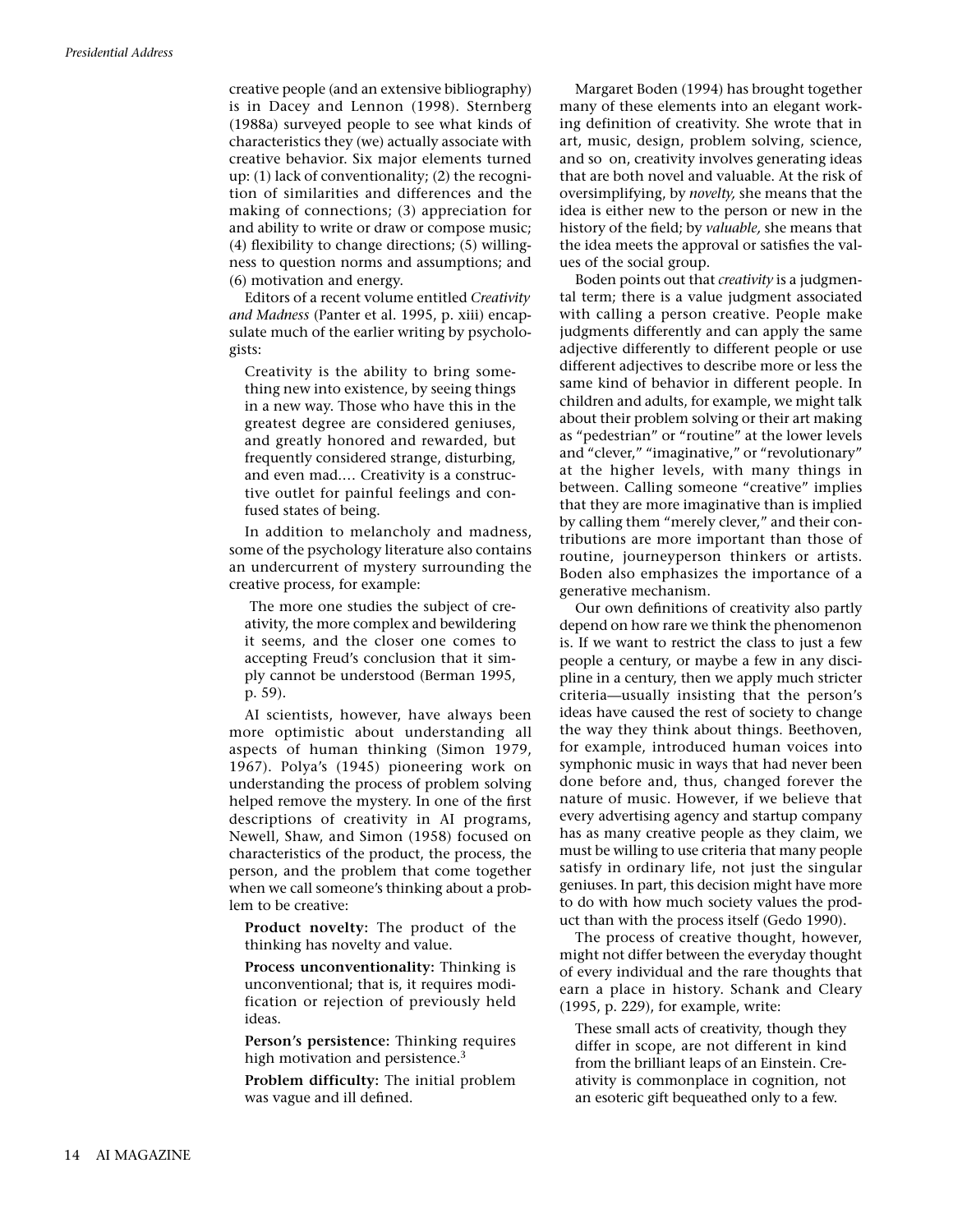creative people (and an extensive bibliography) is in Dacey and Lennon (1998). Sternberg (1988a) surveyed people to see what kinds of characteristics they (we) actually associate with creative behavior. Six major elements turned up: (1) lack of conventionality; (2) the recognition of similarities and differences and the making of connections; (3) appreciation for and ability to write or draw or compose music; (4) flexibility to change directions; (5) willingness to question norms and assumptions; and (6) motivation and energy.

Editors of a recent volume entitled *Creativity and Madness* (Panter et al. 1995, p. xiii) encapsulate much of the earlier writing by psychologists:

> Creativity is the ability to bring something new into existence, by seeing things in a new way. Those who have this in the greatest degree are considered geniuses, and greatly honored and rewarded, but frequently considered strange, disturbing, and even mad.… Creativity is a constructive outlet for painful feelings and confused states of being.

In addition to melancholy and madness, some of the psychology literature also contains an undercurrent of mystery surrounding the creative process, for example:

> The more one studies the subject of creativity, the more complex and bewildering it seems, and the closer one comes to accepting Freud's conclusion that it simply cannot be understood (Berman 1995, p. 59).

AI scientists, however, have always been more optimistic about understanding all aspects of human thinking (Simon 1979, 1967). Polya's (1945) pioneering work on understanding the process of problem solving helped remove the mystery. In one of the first descriptions of creativity in AI programs, Newell, Shaw, and Simon (1958) focused on characteristics of the product, the process, the person, and the problem that come together when we call someone's thinking about a problem to be creative:

**Product novelty:** The product of the thinking has novelty and value.

**Process unconventionality:** Thinking is unconventional; that is, it requires modification or rejection of previously held ideas.

**Person's persistence:** Thinking requires high motivation and persistence.[3]

**Problem difficulty:** The initial problem was vague and ill defined.

Margaret Boden (1994) has brought together many of these elements into an elegant working definition of creativity. She wrote that in art, music, design, problem solving, science, and so on, creativity involves generating ideas that are both novel and valuable. At the risk of oversimplifying, by *novelty,* she means that the idea is either new to the person or new in the history of the field; by *valuable,* she means that the idea meets the approval or satisfies the values of the social group.

Boden points out that *creativity* is a judgmental term; there is a value judgment associated with calling a person creative. People make judgments differently and can apply the same adjective differently to different people or use different adjectives to describe more or less the same kind of behavior in different people. In children and adults, for example, we might talk about their problem solving or their art making as "pedestrian" or "routine" at the lower levels and "clever," "imaginative," or "revolutionary" at the higher levels, with many things in between. Calling someone "creative" implies that they are more imaginative than is implied by calling them "merely clever," and their contributions are more important than those of routine, journeyperson thinkers or artists. Boden also emphasizes the importance of a generative mechanism.

Our own definitions of creativity also partly depend on how rare we think the phenomenon is. If we want to restrict the class to just a few people a century, or maybe a few in any discipline in a century, then we apply much stricter criteria—usually insisting that the person's ideas have caused the rest of society to change the way they think about things. Beethoven, for example, introduced human voices into symphonic music in ways that had never been done before and, thus, changed forever the nature of music. However, if we believe that every advertising agency and startup company has as many creative people as they claim, we must be willing to use criteria that many people satisfy in ordinary life, not just the singular geniuses. In part, this decision might have more to do with how much society values the product than with the process itself (Gedo 1990).

The process of creative thought, however, might not differ between the everyday thought of every individual and the rare thoughts that earn a place in history. Schank and Cleary (1995, p. 229), for example, write:

> These small acts of creativity, though they differ in scope, are not different in kind from the brilliant leaps of an Einstein. Creativity is commonplace in cognition, not an esoteric gift bequeathed only to a few.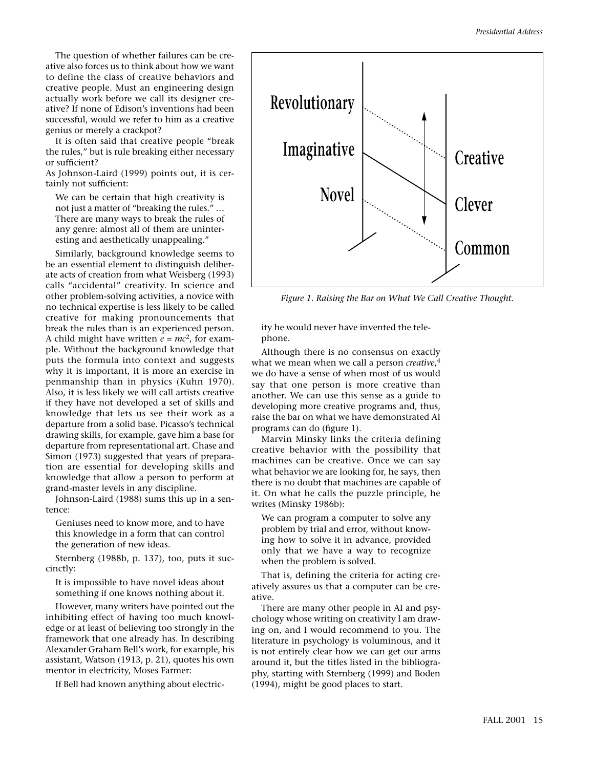The question of whether failures can be creative also forces us to think about how we want to define the class of creative behaviors and creative people. Must an engineering design actually work before we call its designer creative? If none of Edison's inventions had been successful, would we refer to him as a creative genius or merely a crackpot?

It is often said that creative people "break the rules," but is rule breaking either necessary or sufficient?

As Johnson-Laird (1999) points out, it is certainly not sufficient:

> We can be certain that high creativity is not just a matter of "breaking the rules." … There are many ways to break the rules of any genre: almost all of them are uninteresting and aesthetically unappealing."

Similarly, background knowledge seems to be an essential element to distinguish deliberate acts of creation from what Weisberg (1993) calls "accidental" creativity. In science and other problem-solving activities, a novice with no technical expertise is less likely to be called creative for making pronouncements that break the rules than is an experienced person. A child might have written $e = mc^2$, for example. Without the background knowledge that puts the formula into context and suggests why it is important, it is more an exercise in penmanship than in physics (Kuhn 1970). Also, it is less likely we will call artists creative if they have not developed a set of skills and knowledge that lets us see their work as a departure from a solid base. Picasso's technical drawing skills, for example, gave him a base for departure from representational art. Chase and Simon (1973) suggested that years of preparation are essential for developing skills and knowledge that allow a person to perform at grand-master levels in any discipline.

Johnson-Laird (1988) sums this up in a sentence:

> Geniuses need to know more, and to have this knowledge in a form that can control the generation of new ideas.

Sternberg (1988b, p. 137), too, puts it succinctly:

> It is impossible to have novel ideas about something if one knows nothing about it.

However, many writers have pointed out the inhibiting effect of having too much knowledge or at least of believing too strongly in the framework that one already has. In describing Alexander Graham Bell's work, for example, his assistant, Watson (1913, p. 21), quotes his own mentor in electricity, Moses Farmer:

> If Bell had known anything about electricity he would never have invented the telephone.

Revolutionary — Imaginative — Novel | Creative — Clever — Common

*Figure 1. Raising the Bar on What We Call Creative Thought.*

Although there is no consensus on exactly what we mean when we call a person *creative*,[4] we do have a sense of when most of us would say that one person is more creative than another. We can use this sense as a guide to developing more creative programs and, thus, raise the bar on what we have demonstrated AI programs can do (figure 1).

Marvin Minsky links the criteria defining creative behavior with the possibility that machines can be creative. Once we can say what behavior we are looking for, he says, then there is no doubt that machines are capable of it. On what he calls the puzzle principle, he writes (Minsky 1986b):

> We can program a computer to solve any problem by trial and error, without knowing how to solve it in advance, provided only that we have a way to recognize when the problem is solved.

That is, defining the criteria for acting creatively assures us that a computer can be creative.

There are many other people in AI and psychology whose writing on creativity I am drawing on, and I would recommend to you. The literature in psychology is voluminous, and it is not entirely clear how we can get our arms around it, but the titles listed in the bibliography, starting with Sternberg (1999) and Boden (1994), might be good places to start.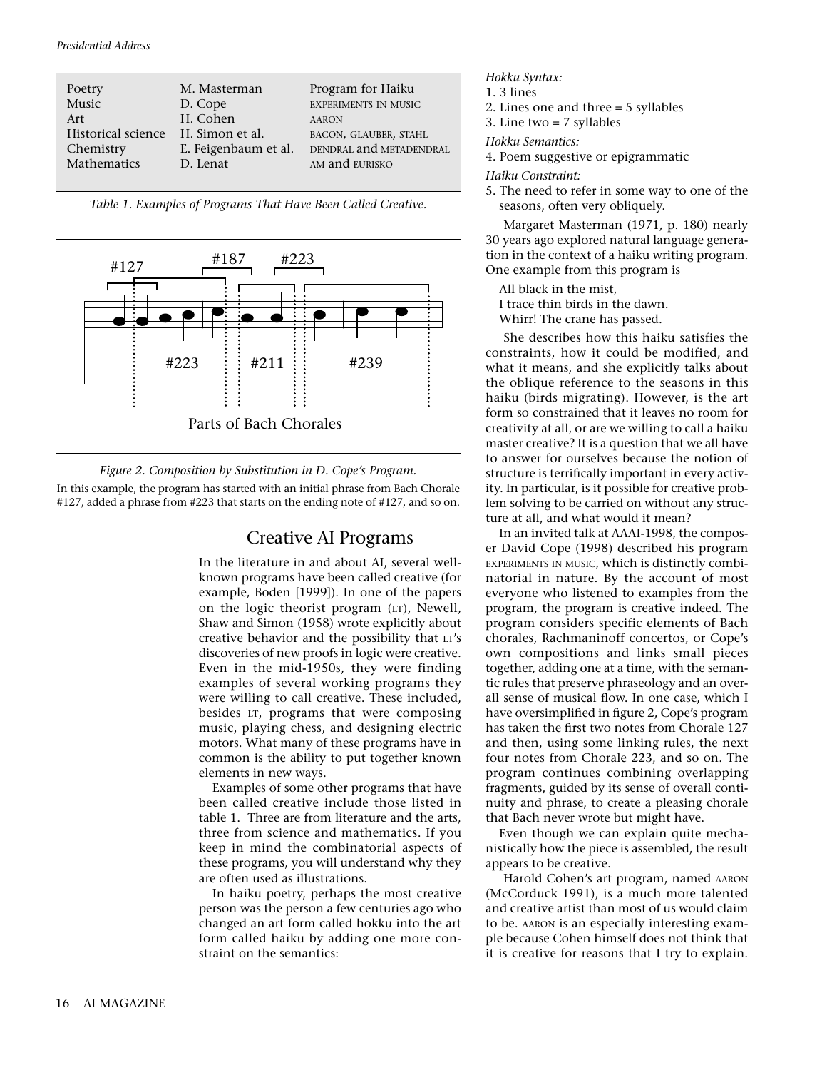| | | |
|---|---|---|
| Poetry | M. Masterman | Program for Haiku |
| Music | D. Cope | EXPERIMENTS IN MUSIC |
| Art | H. Cohen | AARON |
| Historical science | H. Simon et al. | BACON, GLAUBER, STAHL |
| Chemistry | E. Feigenbaum et al. | DENDRAL and METADENDRAL |
| Mathematics | D. Lenat | AM and EURISKO |

*Table 1. Examples of Programs That Have Been Called Creative.*

*Figure 2. Composition by Substitution in D. Cope's Program.*

In this example, the program has started with an initial phrase from Bach Chorale #127, added a phrase from #223 that starts on the ending note of #127, and so on.

## Creative AI Programs

In the literature in and about AI, several well-known programs have been called creative (for example, Boden [1999]). In one of the papers on the logic theorist program (LT), Newell, Shaw and Simon (1958) wrote explicitly about creative behavior and the possibility that LT's discoveries of new proofs in logic were creative. Even in the mid-1950s, they were finding examples of several working programs they were willing to call creative. These included, besides LT, programs that were composing music, playing chess, and designing electric motors. What many of these programs have in common is the ability to put together known elements in new ways.

Examples of some other programs that have been called creative include those listed in table 1. Three are from literature and the arts, three from science and mathematics. If you keep in mind the combinatorial aspects of these programs, you will understand why they are often used as illustrations.

In haiku poetry, perhaps the most creative person was the person a few centuries ago who changed an art form called hokku into the art form called haiku by adding one more constraint on the semantics:

*Hokku Syntax:*

1. 3 lines
2. Lines one and three = 5 syllables
3. Line two = 7 syllables

*Hokku Semantics:*

4. Poem suggestive or epigrammatic

*Haiku Constraint:*

5. The need to refer in some way to one of the seasons, often very obliquely.

Margaret Masterman (1971, p. 180) nearly 30 years ago explored natural language generation in the context of a haiku writing program. One example from this program is

> All black in the mist,
> I trace thin birds in the dawn.
> Whirr! The crane has passed.

She describes how this haiku satisfies the constraints, how it could be modified, and what it means, and she explicitly talks about the oblique reference to the seasons in this haiku (birds migrating). However, is the art form so constrained that it leaves no room for creativity at all, or are we willing to call a haiku master creative? It is a question that we all have to answer for ourselves because the notion of structure is terrifically important in every activity. In particular, is it possible for creative problem solving to be carried on without any structure at all, and what would it mean?

In an invited talk at AAAI-1998, the composer David Cope (1998) described his program EXPERIMENTS IN MUSIC, which is distinctly combinatorial in nature. By the account of most everyone who listened to examples from the program, the program is creative indeed. The program considers specific elements of Bach chorales, Rachmaninoff concertos, or Cope's own compositions and links small pieces together, adding one at a time, with the semantic rules that preserve phraseology and an overall sense of musical flow. In one case, which I have oversimplified in figure 2, Cope's program has taken the first two notes from Chorale 127 and then, using some linking rules, the next four notes from Chorale 223, and so on. The program continues combining overlapping fragments, guided by its sense of overall continuity and phrase, to create a pleasing chorale that Bach never wrote but might have.

Even though we can explain quite mechanistically how the piece is assembled, the result appears to be creative.

Harold Cohen's art program, named AARON (McCorduck 1991), is a much more talented and creative artist than most of us would claim to be. AARON is an especially interesting example because Cohen himself does not think that it is creative for reasons that I try to explain.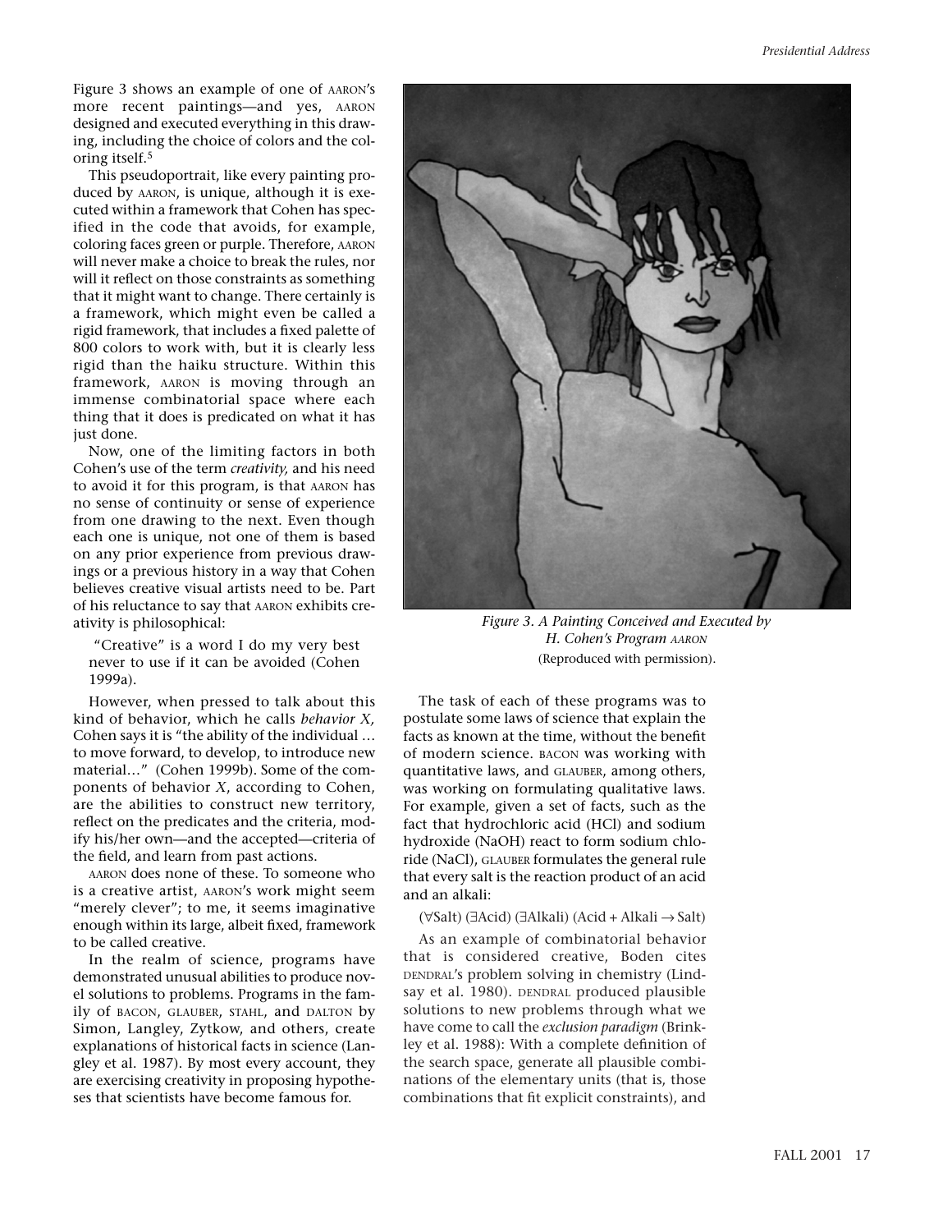Figure 3 shows an example of one of AARON's more recent paintings—and yes, AARON designed and executed everything in this drawing, including the choice of colors and the coloring itself.[5]

This pseudoportrait, like every painting produced by AARON, is unique, although it is executed within a framework that Cohen has specified in the code that avoids, for example, coloring faces green or purple. Therefore, AARON will never make a choice to break the rules, nor will it reflect on those constraints as something that it might want to change. There certainly is a framework, which might even be called a rigid framework, that includes a fixed palette of 800 colors to work with, but it is clearly less rigid than the haiku structure. Within this framework, AARON is moving through an immense combinatorial space where each thing that it does is predicated on what it has just done.

Now, one of the limiting factors in both Cohen's use of the term *creativity,* and his need to avoid it for this program, is that AARON has no sense of continuity or sense of experience from one drawing to the next. Even though each one is unique, not one of them is based on any prior experience from previous drawings or a previous history in a way that Cohen believes creative visual artists need to be. Part of his reluctance to say that AARON exhibits creativity is philosophical:

> "Creative" is a word I do my very best never to use if it can be avoided (Cohen 1999a).

However, when pressed to talk about this kind of behavior, which he calls *behavior X,* Cohen says it is "the ability of the individual … to move forward, to develop, to introduce new material…" (Cohen 1999b). Some of the components of behavior *X*, according to Cohen, are the abilities to construct new territory, reflect on the predicates and the criteria, modify his/her own—and the accepted—criteria of the field, and learn from past actions.

AARON does none of these. To someone who is a creative artist, AARON's work might seem "merely clever"; to me, it seems imaginative enough within its large, albeit fixed, framework to be called creative.

In the realm of science, programs have demonstrated unusual abilities to produce novel solutions to problems. Programs in the family of BACON, GLAUBER, STAHL, and DALTON by Simon, Langley, Zytkow, and others, create explanations of historical facts in science (Langley et al. 1987). By most every account, they are exercising creativity in proposing hypotheses that scientists have become famous for.

*Figure 3. A Painting Conceived and Executed by H. Cohen's Program AARON*
(Reproduced with permission).

The task of each of these programs was to postulate some laws of science that explain the facts as known at the time, without the benefit of modern science. BACON was working with quantitative laws, and GLAUBER, among others, was working on formulating qualitative laws. For example, given a set of facts, such as the fact that hydrochloric acid (HCl) and sodium hydroxide (NaOH) react to form sodium chloride (NaCl), GLAUBER formulates the general rule that every salt is the reaction product of an acid and an alkali:

$$(\forall \text{Salt})\ (\exists \text{Acid})\ (\exists \text{Alkali})\ (\text{Acid} + \text{Alkali} \rightarrow \text{Salt})$$

As an example of combinatorial behavior that is considered creative, Boden cites DENDRAL's problem solving in chemistry (Lindsay et al. 1980). DENDRAL produced plausible solutions to new problems through what we have come to call the *exclusion paradigm* (Brinkley et al. 1988): With a complete definition of the search space, generate all plausible combinations of the elementary units (that is, those combinations that fit explicit constraints), and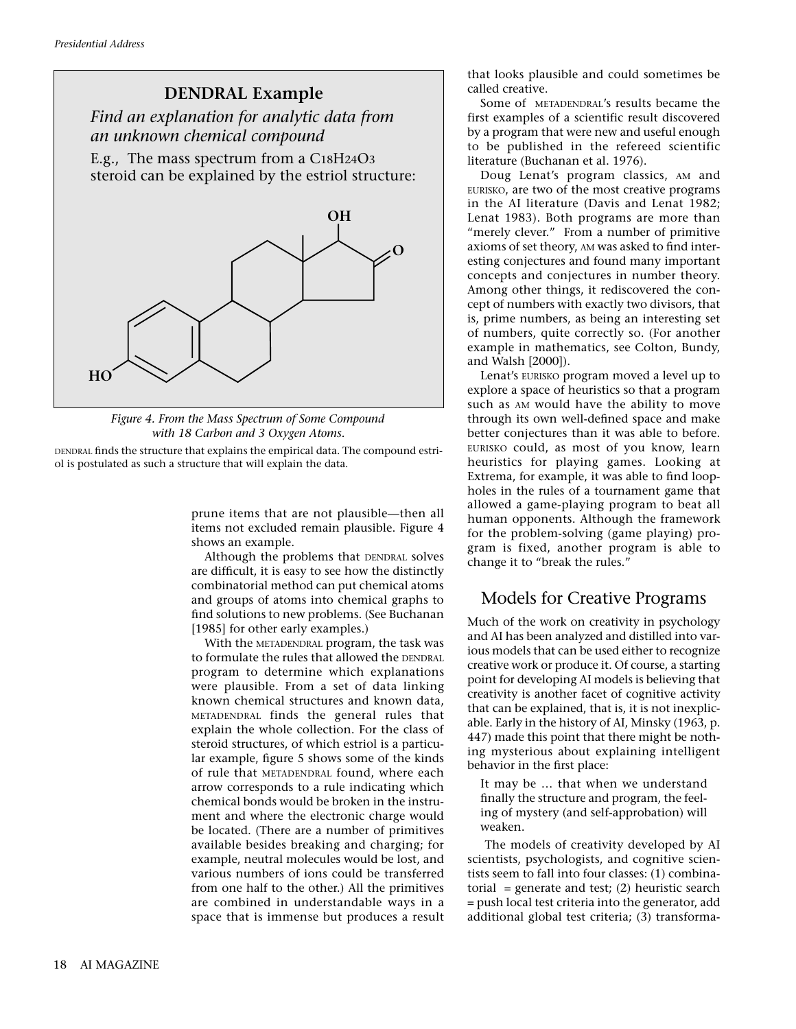## DENDRAL Example

*Find an explanation for analytic data from an unknown chemical compound*

E.g., The mass spectrum from a $C_{18}H_{24}O_3$ steroid can be explained by the estriol structure:

*Figure 4. From the Mass Spectrum of Some Compound with 18 Carbon and 3 Oxygen Atoms.*

DENDRAL finds the structure that explains the empirical data. The compound estriol is postulated as such a structure that will explain the data.

prune items that are not plausible—then all items not excluded remain plausible. Figure 4 shows an example.

Although the problems that DENDRAL solves are difficult, it is easy to see how the distinctly combinatorial method can put chemical atoms and groups of atoms into chemical graphs to find solutions to new problems. (See Buchanan [1985] for other early examples.)

With the METADENDRAL program, the task was to formulate the rules that allowed the DENDRAL program to determine which explanations were plausible. From a set of data linking known chemical structures and known data, METADENDRAL finds the general rules that explain the whole collection. For the class of steroid structures, of which estriol is a particular example, figure 5 shows some of the kinds of rule that METADENDRAL found, where each arrow corresponds to a rule indicating which chemical bonds would be broken in the instrument and where the electronic charge would be located. (There are a number of primitives available besides breaking and charging; for example, neutral molecules would be lost, and various numbers of ions could be transferred from one half to the other.) All the primitives are combined in understandable ways in a space that is immense but produces a result that looks plausible and could sometimes be called creative.

Some of METADENDRAL's results became the first examples of a scientific result discovered by a program that were new and useful enough to be published in the refereed scientific literature (Buchanan et al. 1976).

Doug Lenat's program classics, AM and EURISKO, are two of the most creative programs in the AI literature (Davis and Lenat 1982; Lenat 1983). Both programs are more than "merely clever." From a number of primitive axioms of set theory, AM was asked to find interesting conjectures and found many important concepts and conjectures in number theory. Among other things, it rediscovered the concept of numbers with exactly two divisors, that is, prime numbers, as being an interesting set of numbers, quite correctly so. (For another example in mathematics, see Colton, Bundy, and Walsh [2000]).

Lenat's EURISKO program moved a level up to explore a space of heuristics so that a program such as AM would have the ability to move through its own well-defined space and make better conjectures than it was able to before. EURISKO could, as most of you know, learn heuristics for playing games. Looking at Extrema, for example, it was able to find loopholes in the rules of a tournament game that allowed a game-playing program to beat all human opponents. Although the framework for the problem-solving (game playing) program is fixed, another program is able to change it to "break the rules."

## Models for Creative Programs

Much of the work on creativity in psychology and AI has been analyzed and distilled into various models that can be used either to recognize creative work or produce it. Of course, a starting point for developing AI models is believing that creativity is another facet of cognitive activity that can be explained, that is, it is not inexplicable. Early in the history of AI, Minsky (1963, p. 447) made this point that there might be nothing mysterious about explaining intelligent behavior in the first place:

> It may be … that when we understand finally the structure and program, the feeling of mystery (and self-approbation) will weaken.

The models of creativity developed by AI scientists, psychologists, and cognitive scientists seem to fall into four classes: (1) combinatorial = generate and test; (2) heuristic search = push local test criteria into the generator, add additional global test criteria; (3) transforma-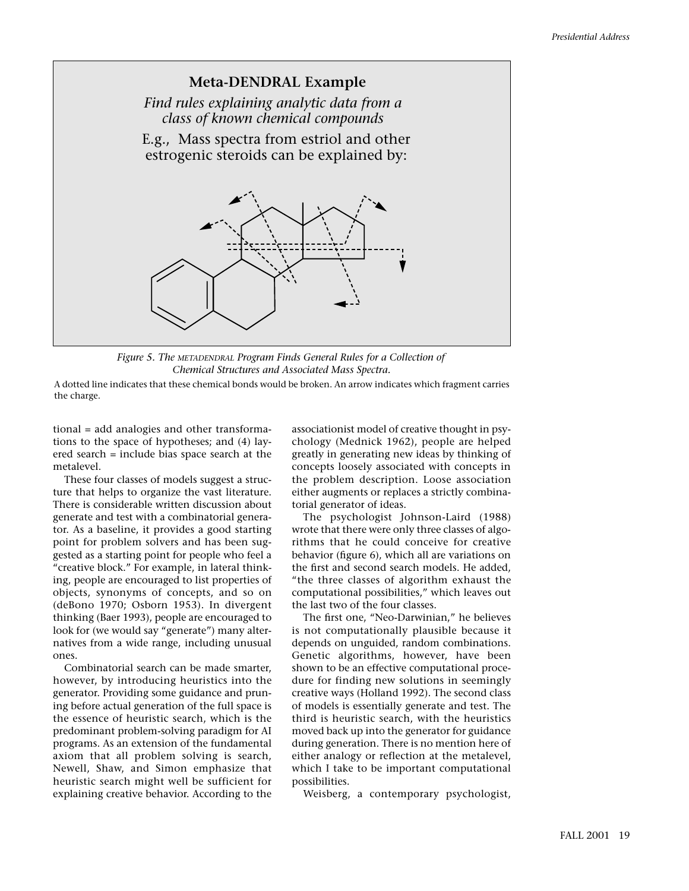**Meta-DENDRAL Example**

*Find rules explaining analytic data from a class of known chemical compounds*

E.g., Mass spectra from estriol and other estrogenic steroids can be explained by:

*Figure 5. The METADENDRAL Program Finds General Rules for a Collection of Chemical Structures and Associated Mass Spectra.*

A dotted line indicates that these chemical bonds would be broken. An arrow indicates which fragment carries the charge.

tional = add analogies and other transformations to the space of hypotheses; and (4) layered search = include bias space search at the metalevel.

These four classes of models suggest a structure that helps to organize the vast literature. There is considerable written discussion about generate and test with a combinatorial generator. As a baseline, it provides a good starting point for problem solvers and has been suggested as a starting point for people who feel a "creative block." For example, in lateral thinking, people are encouraged to list properties of objects, synonyms of concepts, and so on (deBono 1970; Osborn 1953). In divergent thinking (Baer 1993), people are encouraged to look for (we would say "generate") many alternatives from a wide range, including unusual ones.

Combinatorial search can be made smarter, however, by introducing heuristics into the generator. Providing some guidance and pruning before actual generation of the full space is the essence of heuristic search, which is the predominant problem-solving paradigm for AI programs. As an extension of the fundamental axiom that all problem solving is search, Newell, Shaw, and Simon emphasize that heuristic search might well be sufficient for explaining creative behavior. According to the associationist model of creative thought in psychology (Mednick 1962), people are helped greatly in generating new ideas by thinking of concepts loosely associated with concepts in the problem description. Loose association either augments or replaces a strictly combinatorial generator of ideas.

The psychologist Johnson-Laird (1988) wrote that there were only three classes of algorithms that he could conceive for creative behavior (figure 6), which all are variations on the first and second search models. He added, "the three classes of algorithm exhaust the computational possibilities," which leaves out the last two of the four classes.

The first one, "Neo-Darwinian," he believes is not computationally plausible because it depends on unguided, random combinations. Genetic algorithms, however, have been shown to be an effective computational procedure for finding new solutions in seemingly creative ways (Holland 1992). The second class of models is essentially generate and test. The third is heuristic search, with the heuristics moved back up into the generator for guidance during generation. There is no mention here of either analogy or reflection at the metalevel, which I take to be important computational possibilities.

Weisberg, a contemporary psychologist,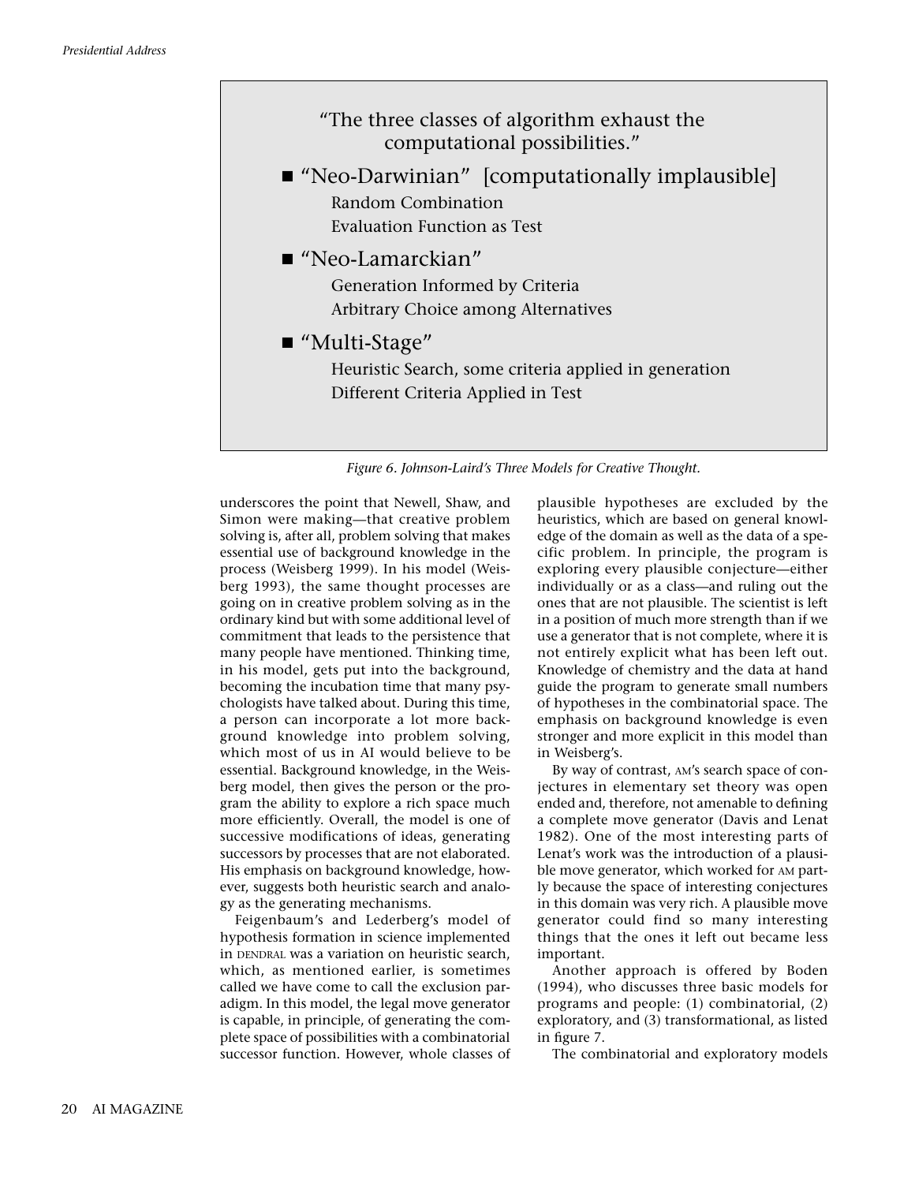"The three classes of algorithm exhaust the computational possibilities."

- "Neo-Darwinian" [computationally implausible]
  - Random Combination
  - Evaluation Function as Test
- "Neo-Lamarckian"
  - Generation Informed by Criteria
  - Arbitrary Choice among Alternatives
- "Multi-Stage"
  - Heuristic Search, some criteria applied in generation
  - Different Criteria Applied in Test

*Figure 6. Johnson-Laird's Three Models for Creative Thought.*

underscores the point that Newell, Shaw, and Simon were making—that creative problem solving is, after all, problem solving that makes essential use of background knowledge in the process (Weisberg 1999). In his model (Weisberg 1993), the same thought processes are going on in creative problem solving as in the ordinary kind but with some additional level of commitment that leads to the persistence that many people have mentioned. Thinking time, in his model, gets put into the background, becoming the incubation time that many psychologists have talked about. During this time, a person can incorporate a lot more background knowledge into problem solving, which most of us in AI would believe to be essential. Background knowledge, in the Weisberg model, then gives the person or the program the ability to explore a rich space much more efficiently. Overall, the model is one of successive modifications of ideas, generating successors by processes that are not elaborated. His emphasis on background knowledge, however, suggests both heuristic search and analogy as the generating mechanisms.

Feigenbaum's and Lederberg's model of hypothesis formation in science implemented in DENDRAL was a variation on heuristic search, which, as mentioned earlier, is sometimes called we have come to call the exclusion paradigm. In this model, the legal move generator is capable, in principle, of generating the complete space of possibilities with a combinatorial successor function. However, whole classes of plausible hypotheses are excluded by the heuristics, which are based on general knowledge of the domain as well as the data of a specific problem. In principle, the program is exploring every plausible conjecture—either individually or as a class—and ruling out the ones that are not plausible. The scientist is left in a position of much more strength than if we use a generator that is not complete, where it is not entirely explicit what has been left out. Knowledge of chemistry and the data at hand guide the program to generate small numbers of hypotheses in the combinatorial space. The emphasis on background knowledge is even stronger and more explicit in this model than in Weisberg's.

By way of contrast, AM's search space of conjectures in elementary set theory was open ended and, therefore, not amenable to defining a complete move generator (Davis and Lenat 1982). One of the most interesting parts of Lenat's work was the introduction of a plausible move generator, which worked for AM partly because the space of interesting conjectures in this domain was very rich. A plausible move generator could find so many interesting things that the ones it left out became less important.

Another approach is offered by Boden (1994), who discusses three basic models for programs and people: (1) combinatorial, (2) exploratory, and (3) transformational, as listed in figure 7.

The combinatorial and exploratory models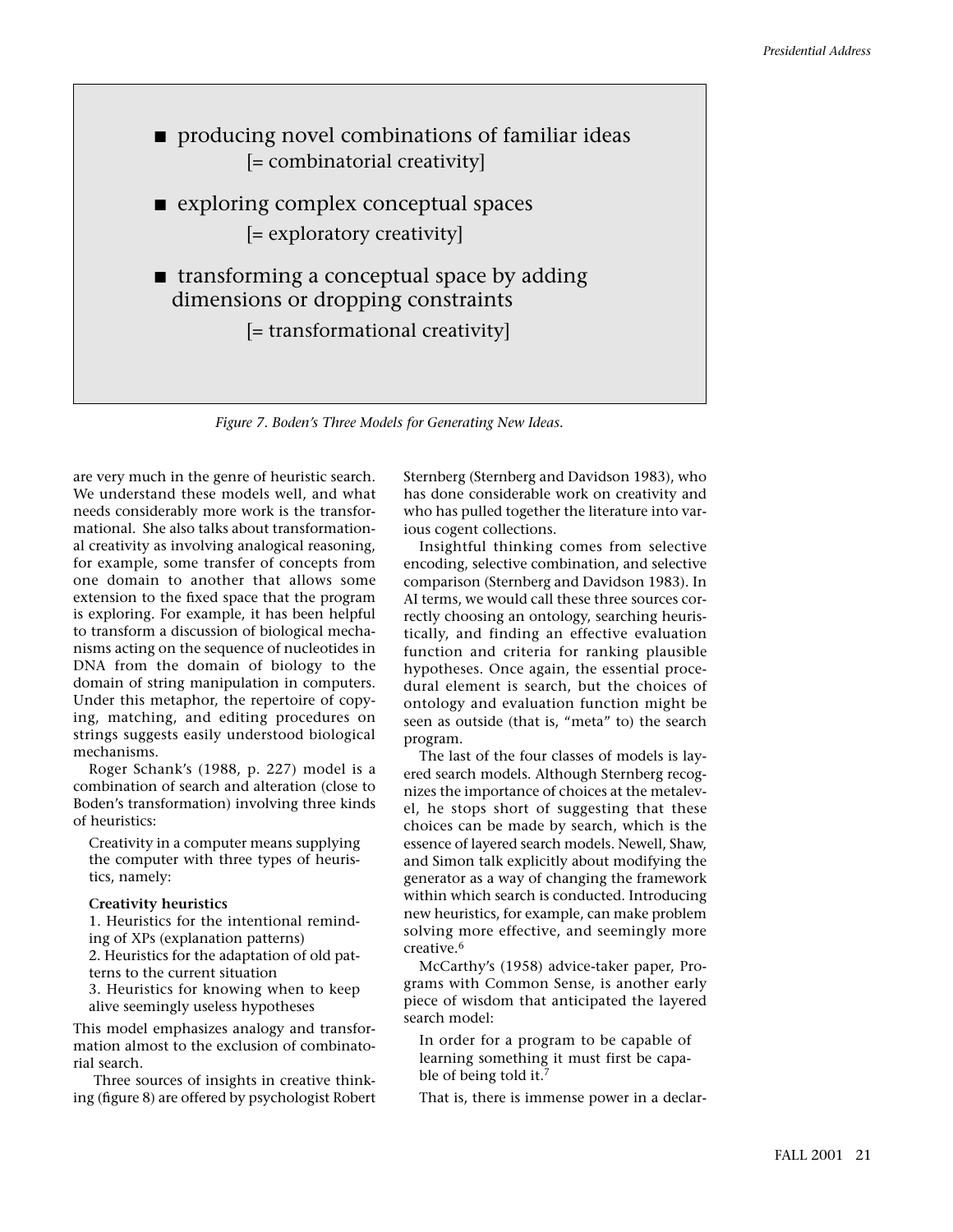- producing novel combinations of familiar ideas
  [= combinatorial creativity]
- exploring complex conceptual spaces
  [= exploratory creativity]
- transforming a conceptual space by adding dimensions or dropping constraints
  [= transformational creativity]

*Figure 7. Boden's Three Models for Generating New Ideas.*

are very much in the genre of heuristic search. We understand these models well, and what needs considerably more work is the transformational. She also talks about transformational creativity as involving analogical reasoning, for example, some transfer of concepts from one domain to another that allows some extension to the fixed space that the program is exploring. For example, it has been helpful to transform a discussion of biological mechanisms acting on the sequence of nucleotides in DNA from the domain of biology to the domain of string manipulation in computers. Under this metaphor, the repertoire of copying, matching, and editing procedures on strings suggests easily understood biological mechanisms.

Roger Schank's (1988, p. 227) model is a combination of search and alteration (close to Boden's transformation) involving three kinds of heuristics:

> Creativity in a computer means supplying the computer with three types of heuristics, namely:
>
> **Creativity heuristics**
>
> 1. Heuristics for the intentional reminding of XPs (explanation patterns)
> 2. Heuristics for the adaptation of old patterns to the current situation
> 3. Heuristics for knowing when to keep alive seemingly useless hypotheses

This model emphasizes analogy and transformation almost to the exclusion of combinatorial search.

Three sources of insights in creative thinking (figure 8) are offered by psychologist Robert Sternberg (Sternberg and Davidson 1983), who has done considerable work on creativity and who has pulled together the literature into various cogent collections.

Insightful thinking comes from selective encoding, selective combination, and selective comparison (Sternberg and Davidson 1983). In AI terms, we would call these three sources correctly choosing an ontology, searching heuristically, and finding an effective evaluation function and criteria for ranking plausible hypotheses. Once again, the essential procedural element is search, but the choices of ontology and evaluation function might be seen as outside (that is, "meta" to) the search program.

The last of the four classes of models is layered search models. Although Sternberg recognizes the importance of choices at the metalevel, he stops short of suggesting that these choices can be made by search, which is the essence of layered search models. Newell, Shaw, and Simon talk explicitly about modifying the generator as a way of changing the framework within which search is conducted. Introducing new heuristics, for example, can make problem solving more effective, and seemingly more creative.[6]

McCarthy's (1958) advice-taker paper, Programs with Common Sense, is another early piece of wisdom that anticipated the layered search model:

> In order for a program to be capable of learning something it must first be capable of being told it.[7]

That is, there is immense power in a declar-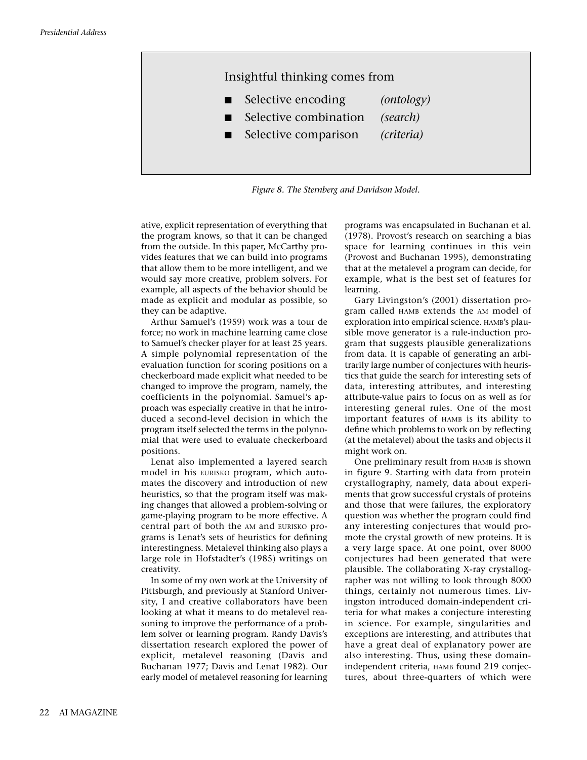Insightful thinking comes from

- Selective encoding *(ontology)*
- Selective combination *(search)*
- Selective comparison *(criteria)*

*Figure 8. The Sternberg and Davidson Model.*

ative, explicit representation of everything that the program knows, so that it can be changed from the outside. In this paper, McCarthy provides features that we can build into programs that allow them to be more intelligent, and we would say more creative, problem solvers. For example, all aspects of the behavior should be made as explicit and modular as possible, so they can be adaptive.

Arthur Samuel's (1959) work was a tour de force; no work in machine learning came close to Samuel's checker player for at least 25 years. A simple polynomial representation of the evaluation function for scoring positions on a checkerboard made explicit what needed to be changed to improve the program, namely, the coefficients in the polynomial. Samuel's approach was especially creative in that he introduced a second-level decision in which the program itself selected the terms in the polynomial that were used to evaluate checkerboard positions.

Lenat also implemented a layered search model in his EURISKO program, which automates the discovery and introduction of new heuristics, so that the program itself was making changes that allowed a problem-solving or game-playing program to be more effective. A central part of both the AM and EURISKO programs is Lenat's sets of heuristics for defining interestingness. Metalevel thinking also plays a large role in Hofstadter's (1985) writings on creativity.

In some of my own work at the University of Pittsburgh, and previously at Stanford University, I and creative collaborators have been looking at what it means to do metalevel reasoning to improve the performance of a problem solver or learning program. Randy Davis's dissertation research explored the power of explicit, metalevel reasoning (Davis and Buchanan 1977; Davis and Lenat 1982). Our early model of metalevel reasoning for learning programs was encapsulated in Buchanan et al. (1978). Provost's research on searching a bias space for learning continues in this vein (Provost and Buchanan 1995), demonstrating that at the metalevel a program can decide, for example, what is the best set of features for learning.

Gary Livingston's (2001) dissertation program called HAMB extends the AM model of exploration into empirical science. HAMB's plausible move generator is a rule-induction program that suggests plausible generalizations from data. It is capable of generating an arbitrarily large number of conjectures with heuristics that guide the search for interesting sets of data, interesting attributes, and interesting attribute-value pairs to focus on as well as for interesting general rules. One of the most important features of HAMB is its ability to define which problems to work on by reflecting (at the metalevel) about the tasks and objects it might work on.

One preliminary result from HAMB is shown in figure 9. Starting with data from protein crystallography, namely, data about experiments that grow successful crystals of proteins and those that were failures, the exploratory question was whether the program could find any interesting conjectures that would promote the crystal growth of new proteins. It is a very large space. At one point, over 8000 conjectures had been generated that were plausible. The collaborating X-ray crystallographer was not willing to look through 8000 things, certainly not numerous times. Livingston introduced domain-independent criteria for what makes a conjecture interesting in science. For example, singularities and exceptions are interesting, and attributes that have a great deal of explanatory power are also interesting. Thus, using these domain-independent criteria, HAMB found 219 conjectures, about three-quarters of which were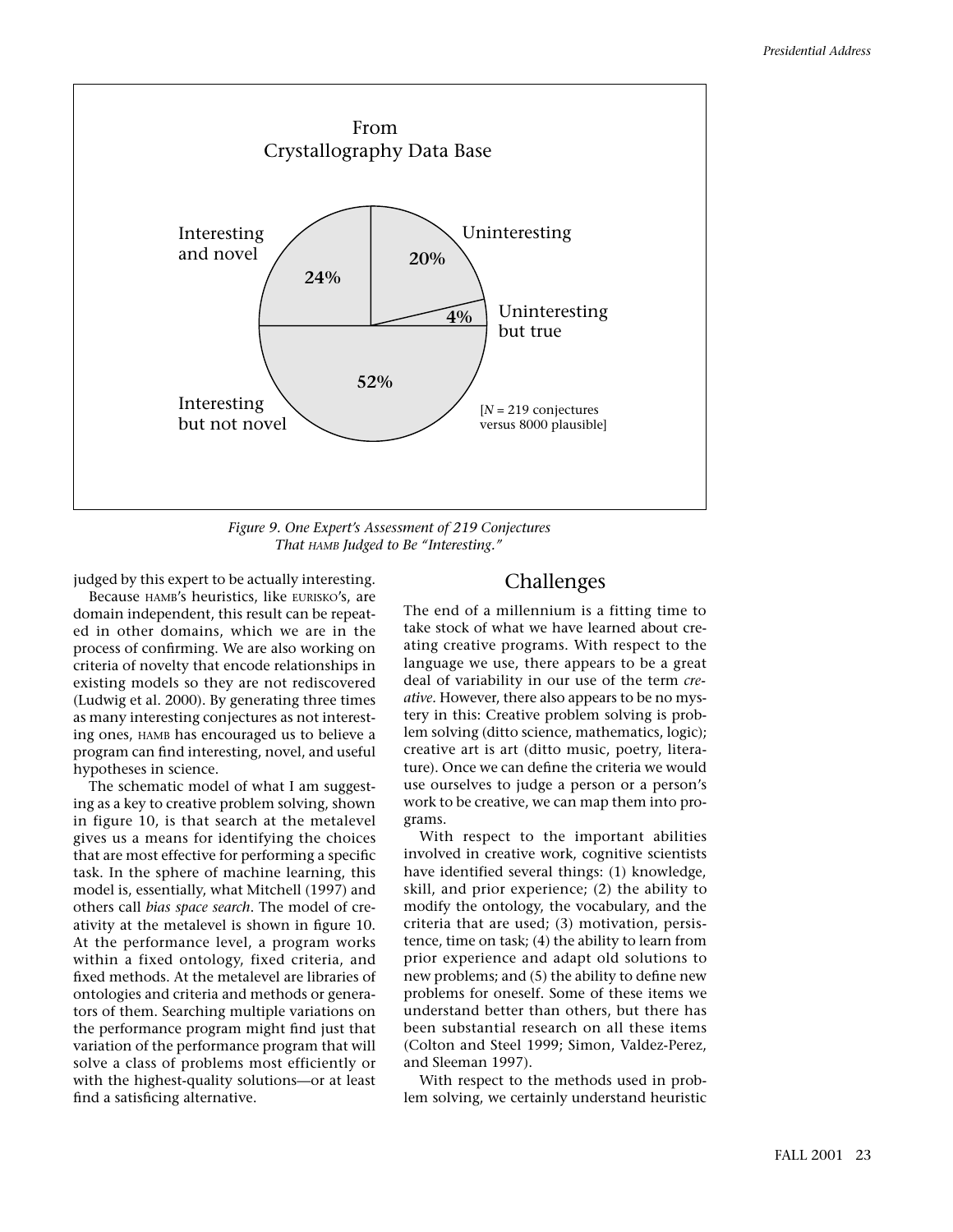From
Crystallography Data Base

| Category | Percentage |
|---|---|
| Interesting and novel | 24% |
| Uninteresting | 20% |
| Uninteresting but true | 4% |
| Interesting but not novel | 52% |

[$N$ = 219 conjectures versus 8000 plausible]

*Figure 9. One Expert's Assessment of 219 Conjectures That HAMB Judged to Be "Interesting."*

judged by this expert to be actually interesting.

Because HAMB's heuristics, like EURISKO's, are domain independent, this result can be repeated in other domains, which we are in the process of confirming. We are also working on criteria of novelty that encode relationships in existing models so they are not rediscovered (Ludwig et al. 2000). By generating three times as many interesting conjectures as not interesting ones, HAMB has encouraged us to believe a program can find interesting, novel, and useful hypotheses in science.

The schematic model of what I am suggesting as a key to creative problem solving, shown in figure 10, is that search at the metalevel gives us a means for identifying the choices that are most effective for performing a specific task. In the sphere of machine learning, this model is, essentially, what Mitchell (1997) and others call *bias space search*. The model of creativity at the metalevel is shown in figure 10. At the performance level, a program works within a fixed ontology, fixed criteria, and fixed methods. At the metalevel are libraries of ontologies and criteria and methods or generators of them. Searching multiple variations on the performance program might find just that variation of the performance program that will solve a class of problems most efficiently or with the highest-quality solutions—or at least find a satisficing alternative.

## Challenges

The end of a millennium is a fitting time to take stock of what we have learned about creating creative programs. With respect to the language we use, there appears to be a great deal of variability in our use of the term *creative*. However, there also appears to be no mystery in this: Creative problem solving is problem solving (ditto science, mathematics, logic); creative art is art (ditto music, poetry, literature). Once we can define the criteria we would use ourselves to judge a person or a person's work to be creative, we can map them into programs.

With respect to the important abilities involved in creative work, cognitive scientists have identified several things: (1) knowledge, skill, and prior experience; (2) the ability to modify the ontology, the vocabulary, and the criteria that are used; (3) motivation, persistence, time on task; (4) the ability to learn from prior experience and adapt old solutions to new problems; and (5) the ability to define new problems for oneself. Some of these items we understand better than others, but there has been substantial research on all these items (Colton and Steel 1999; Simon, Valdez-Perez, and Sleeman 1997).

With respect to the methods used in problem solving, we certainly understand heuristic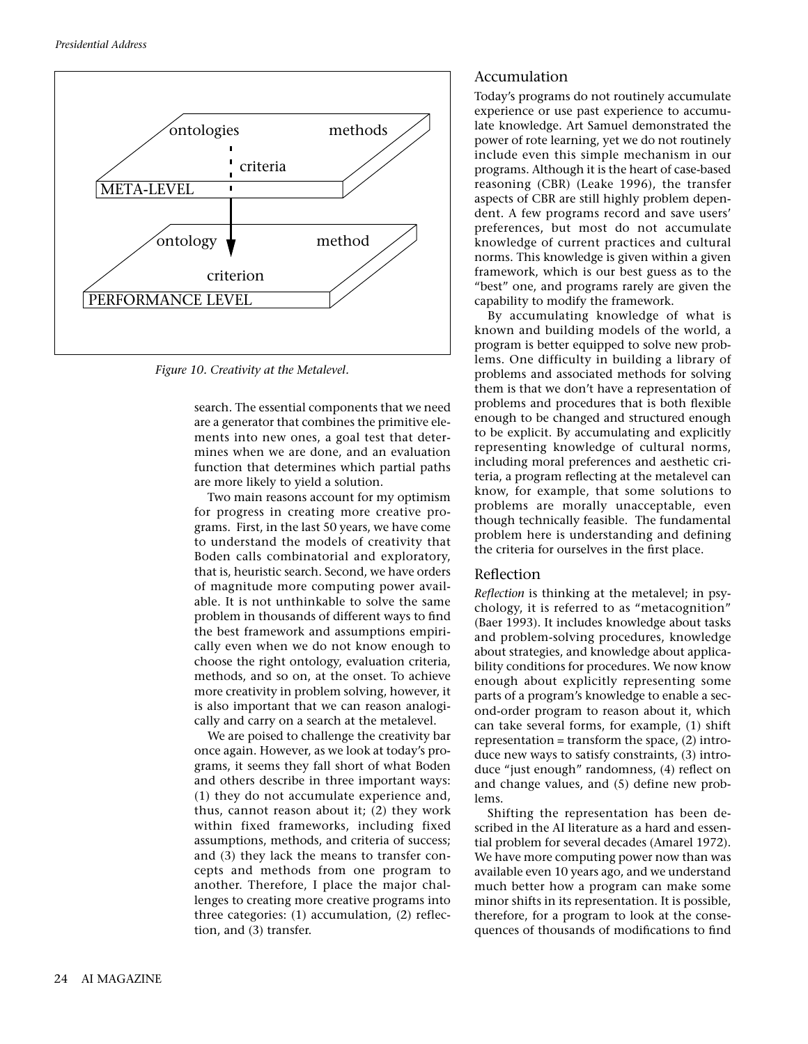Figure 10. Creativity at the Metalevel.

search. The essential components that we need are a generator that combines the primitive elements into new ones, a goal test that determines when we are done, and an evaluation function that determines which partial paths are more likely to yield a solution.

Two main reasons account for my optimism for progress in creating more creative programs. First, in the last 50 years, we have come to understand the models of creativity that Boden calls combinatorial and exploratory, that is, heuristic search. Second, we have orders of magnitude more computing power available. It is not unthinkable to solve the same problem in thousands of different ways to find the best framework and assumptions empirically even when we do not know enough to choose the right ontology, evaluation criteria, methods, and so on, at the onset. To achieve more creativity in problem solving, however, it is also important that we can reason analogically and carry on a search at the metalevel.

We are poised to challenge the creativity bar once again. However, as we look at today's programs, it seems they fall short of what Boden and others describe in three important ways: (1) they do not accumulate experience and, thus, cannot reason about it; (2) they work within fixed frameworks, including fixed assumptions, methods, and criteria of success; and (3) they lack the means to transfer concepts and methods from one program to another. Therefore, I place the major challenges to creating more creative programs into three categories: (1) accumulation, (2) reflection, and (3) transfer.

## Accumulation

Today's programs do not routinely accumulate experience or use past experience to accumulate knowledge. Art Samuel demonstrated the power of rote learning, yet we do not routinely include even this simple mechanism in our programs. Although it is the heart of case-based reasoning (CBR) (Leake 1996), the transfer aspects of CBR are still highly problem dependent. A few programs record and save users' preferences, but most do not accumulate knowledge of current practices and cultural norms. This knowledge is given within a given framework, which is our best guess as to the "best" one, and programs rarely are given the capability to modify the framework.

By accumulating knowledge of what is known and building models of the world, a program is better equipped to solve new problems. One difficulty in building a library of problems and associated methods for solving them is that we don't have a representation of problems and procedures that is both flexible enough to be changed and structured enough to be explicit. By accumulating and explicitly representing knowledge of cultural norms, including moral preferences and aesthetic criteria, a program reflecting at the metalevel can know, for example, that some solutions to problems are morally unacceptable, even though technically feasible. The fundamental problem here is understanding and defining the criteria for ourselves in the first place.

## Reflection

*Reflection* is thinking at the metalevel; in psychology, it is referred to as "metacognition" (Baer 1993). It includes knowledge about tasks and problem-solving procedures, knowledge about strategies, and knowledge about applicability conditions for procedures. We now know enough about explicitly representing some parts of a program's knowledge to enable a second-order program to reason about it, which can take several forms, for example, (1) shift representation = transform the space, (2) introduce new ways to satisfy constraints, (3) introduce "just enough" randomness, (4) reflect on and change values, and (5) define new problems.

Shifting the representation has been described in the AI literature as a hard and essential problem for several decades (Amarel 1972). We have more computing power now than was available even 10 years ago, and we understand much better how a program can make some minor shifts in its representation. It is possible, therefore, for a program to look at the consequences of thousands of modifications to find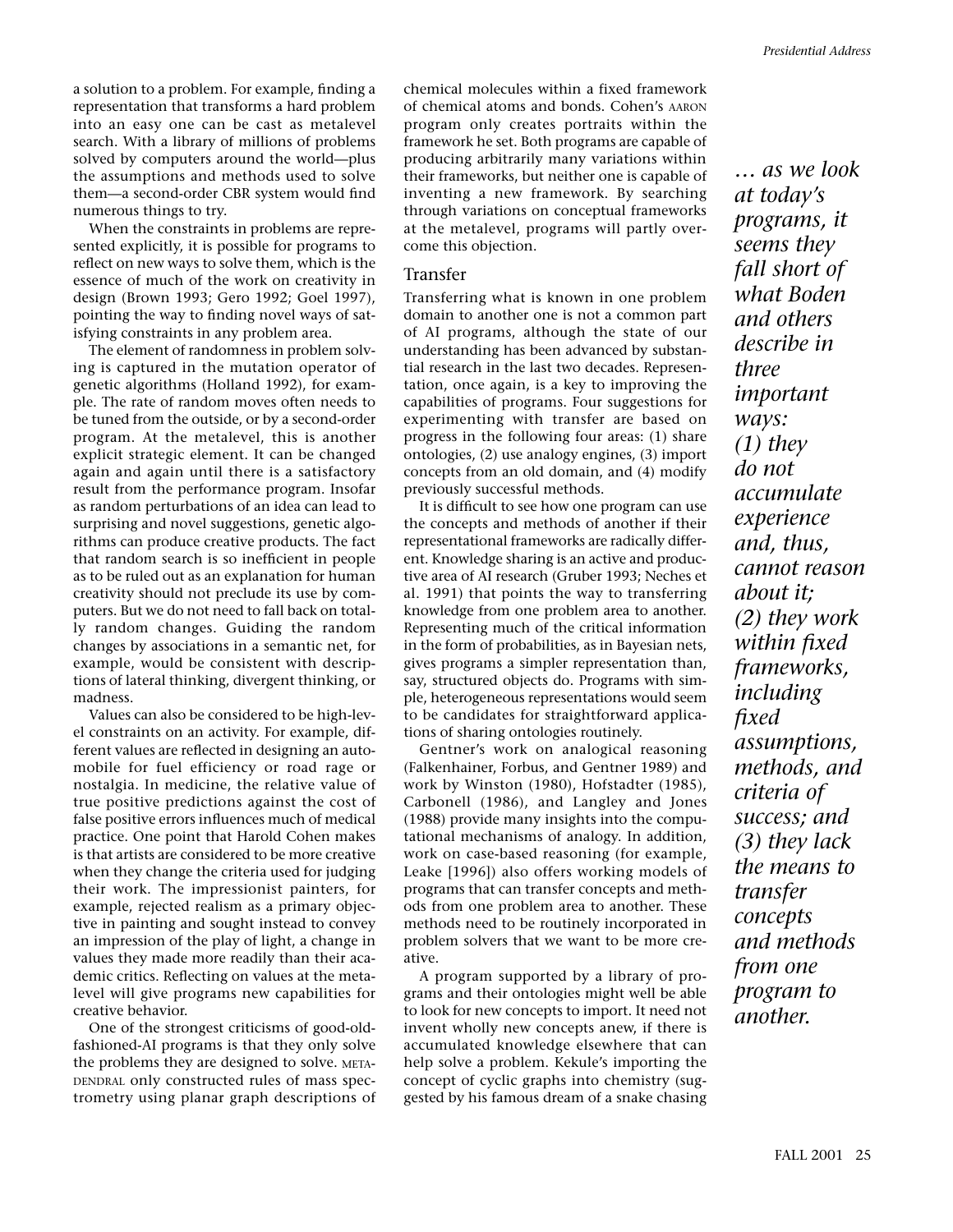a solution to a problem. For example, finding a representation that transforms a hard problem into an easy one can be cast as metalevel search. With a library of millions of problems solved by computers around the world—plus the assumptions and methods used to solve them—a second-order CBR system would find numerous things to try.

When the constraints in problems are represented explicitly, it is possible for programs to reflect on new ways to solve them, which is the essence of much of the work on creativity in design (Brown 1993; Gero 1992; Goel 1997), pointing the way to finding novel ways of satisfying constraints in any problem area.

The element of randomness in problem solving is captured in the mutation operator of genetic algorithms (Holland 1992), for example. The rate of random moves often needs to be tuned from the outside, or by a second-order program. At the metalevel, this is another explicit strategic element. It can be changed again and again until there is a satisfactory result from the performance program. Insofar as random perturbations of an idea can lead to surprising and novel suggestions, genetic algorithms can produce creative products. The fact that random search is so inefficient in people as to be ruled out as an explanation for human creativity should not preclude its use by computers. But we do not need to fall back on totally random changes. Guiding the random changes by associations in a semantic net, for example, would be consistent with descriptions of lateral thinking, divergent thinking, or madness.

Values can also be considered to be high-level constraints on an activity. For example, different values are reflected in designing an automobile for fuel efficiency or road rage or nostalgia. In medicine, the relative value of true positive predictions against the cost of false positive errors influences much of medical practice. One point that Harold Cohen makes is that artists are considered to be more creative when they change the criteria used for judging their work. The impressionist painters, for example, rejected realism as a primary objective in painting and sought instead to convey an impression of the play of light, a change in values they made more readily than their academic critics. Reflecting on values at the metalevel will give programs new capabilities for creative behavior.

One of the strongest criticisms of good-old-fashioned-AI programs is that they only solve the problems they are designed to solve. META-DENDRAL only constructed rules of mass spectrometry using planar graph descriptions of chemical molecules within a fixed framework of chemical atoms and bonds. Cohen's AARON program only creates portraits within the framework he set. Both programs are capable of producing arbitrarily many variations within their frameworks, but neither one is capable of inventing a new framework. By searching through variations on conceptual frameworks at the metalevel, programs will partly overcome this objection.

## Transfer

Transferring what is known in one problem domain to another one is not a common part of AI programs, although the state of our understanding has been advanced by substantial research in the last two decades. Representation, once again, is a key to improving the capabilities of programs. Four suggestions for experimenting with transfer are based on progress in the following four areas: (1) share ontologies, (2) use analogy engines, (3) import concepts from an old domain, and (4) modify previously successful methods.

It is difficult to see how one program can use the concepts and methods of another if their representational frameworks are radically different. Knowledge sharing is an active and productive area of AI research (Gruber 1993; Neches et al. 1991) that points the way to transferring knowledge from one problem area to another. Representing much of the critical information in the form of probabilities, as in Bayesian nets, gives programs a simpler representation than, say, structured objects do. Programs with simple, heterogeneous representations would seem to be candidates for straightforward applications of sharing ontologies routinely.

Gentner's work on analogical reasoning (Falkenhainer, Forbus, and Gentner 1989) and work by Winston (1980), Hofstadter (1985), Carbonell (1986), and Langley and Jones (1988) provide many insights into the computational mechanisms of analogy. In addition, work on case-based reasoning (for example, Leake [1996]) also offers working models of programs that can transfer concepts and methods from one problem area to another. These methods need to be routinely incorporated in problem solvers that we want to be more creative.

A program supported by a library of programs and their ontologies might well be able to look for new concepts to import. It need not invent wholly new concepts anew, if there is accumulated knowledge elsewhere that can help solve a problem. Kekule's importing the concept of cyclic graphs into chemistry (suggested by his famous dream of a snake chasing

*… as we look at today's programs, it seems they fall short of what Boden and others describe in three important ways: (1) they do not accumulate experience and, thus, cannot reason about it; (2) they work within fixed frameworks, including fixed assumptions, methods, and criteria of success; and (3) they lack the means to transfer concepts and methods from one program to another.*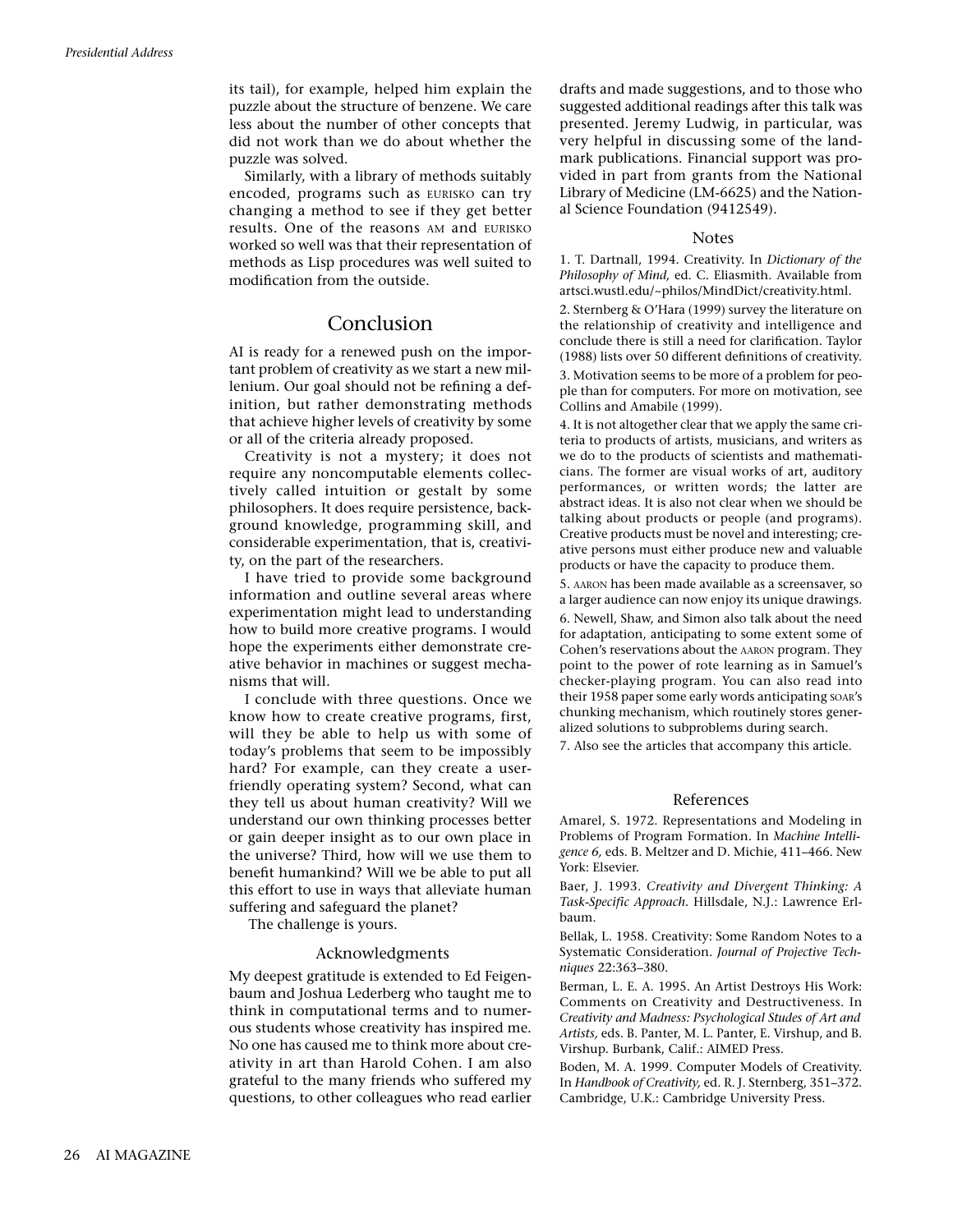its tail), for example, helped him explain the puzzle about the structure of benzene. We care less about the number of other concepts that did not work than we do about whether the puzzle was solved.

Similarly, with a library of methods suitably encoded, programs such as EURISKO can try changing a method to see if they get better results. One of the reasons AM and EURISKO worked so well was that their representation of methods as Lisp procedures was well suited to modification from the outside.

## Conclusion

AI is ready for a renewed push on the important problem of creativity as we start a new millenium. Our goal should not be refining a definition, but rather demonstrating methods that achieve higher levels of creativity by some or all of the criteria already proposed.

Creativity is not a mystery; it does not require any noncomputable elements collectively called intuition or gestalt by some philosophers. It does require persistence, background knowledge, programming skill, and considerable experimentation, that is, creativity, on the part of the researchers.

I have tried to provide some background information and outline several areas where experimentation might lead to understanding how to build more creative programs. I would hope the experiments either demonstrate creative behavior in machines or suggest mechanisms that will.

I conclude with three questions. Once we know how to create creative programs, first, will they be able to help us with some of today's problems that seem to be impossibly hard? For example, can they create a user-friendly operating system? Second, what can they tell us about human creativity? Will we understand our own thinking processes better or gain deeper insight as to our own place in the universe? Third, how will we use them to benefit humankind? Will we be able to put all this effort to use in ways that alleviate human suffering and safeguard the planet?

The challenge is yours.

### Acknowledgments

My deepest gratitude is extended to Ed Feigenbaum and Joshua Lederberg who taught me to think in computational terms and to numerous students whose creativity has inspired me. No one has caused me to think more about creativity in art than Harold Cohen. I am also grateful to the many friends who suffered my questions, to other colleagues who read earlier drafts and made suggestions, and to those who suggested additional readings after this talk was presented. Jeremy Ludwig, in particular, was very helpful in discussing some of the landmark publications. Financial support was provided in part from grants from the National Library of Medicine (LM-6625) and the National Science Foundation (9412549).

### Notes

1. T. Dartnall, 1994. Creativity. In *Dictionary of the Philosophy of Mind,* ed. C. Eliasmith. Available from artsci.wustl.edu/~philos/MindDict/creativity.html.

2. Sternberg & O'Hara (1999) survey the literature on the relationship of creativity and intelligence and conclude there is still a need for clarification. Taylor (1988) lists over 50 different definitions of creativity.

3. Motivation seems to be more of a problem for people than for computers. For more on motivation, see Collins and Amabile (1999).

4. It is not altogether clear that we apply the same criteria to products of artists, musicians, and writers as we do to the products of scientists and mathematicians. The former are visual works of art, auditory performances, or written words; the latter are abstract ideas. It is also not clear when we should be talking about products or people (and programs). Creative products must be novel and interesting; creative persons must either produce new and valuable products or have the capacity to produce them.

5. AARON has been made available as a screensaver, so a larger audience can now enjoy its unique drawings.

6. Newell, Shaw, and Simon also talk about the need for adaptation, anticipating to some extent some of Cohen's reservations about the AARON program. They point to the power of rote learning as in Samuel's checker-playing program. You can also read into their 1958 paper some early words anticipating SOAR's chunking mechanism, which routinely stores generalized solutions to subproblems during search.

7. Also see the articles that accompany this article.

### References

Amarel, S. 1972. Representations and Modeling in Problems of Program Formation. In *Machine Intelligence 6,* eds. B. Meltzer and D. Michie, 411–466. New York: Elsevier.

Baer, J. 1993. *Creativity and Divergent Thinking: A Task-Specific Approach.* Hillsdale, N.J.: Lawrence Erlbaum.

Bellak, L. 1958. Creativity: Some Random Notes to a Systematic Consideration. *Journal of Projective Techniques* 22:363–380.

Berman, L. E. A. 1995. An Artist Destroys His Work: Comments on Creativity and Destructiveness. In *Creativity and Madness: Psychological Studes of Art and Artists,* eds. B. Panter, M. L. Panter, E. Virshup, and B. Virshup. Burbank, Calif.: AIMED Press.

Boden, M. A. 1999. Computer Models of Creativity. In *Handbook of Creativity,* ed. R. J. Sternberg, 351–372. Cambridge, U.K.: Cambridge University Press.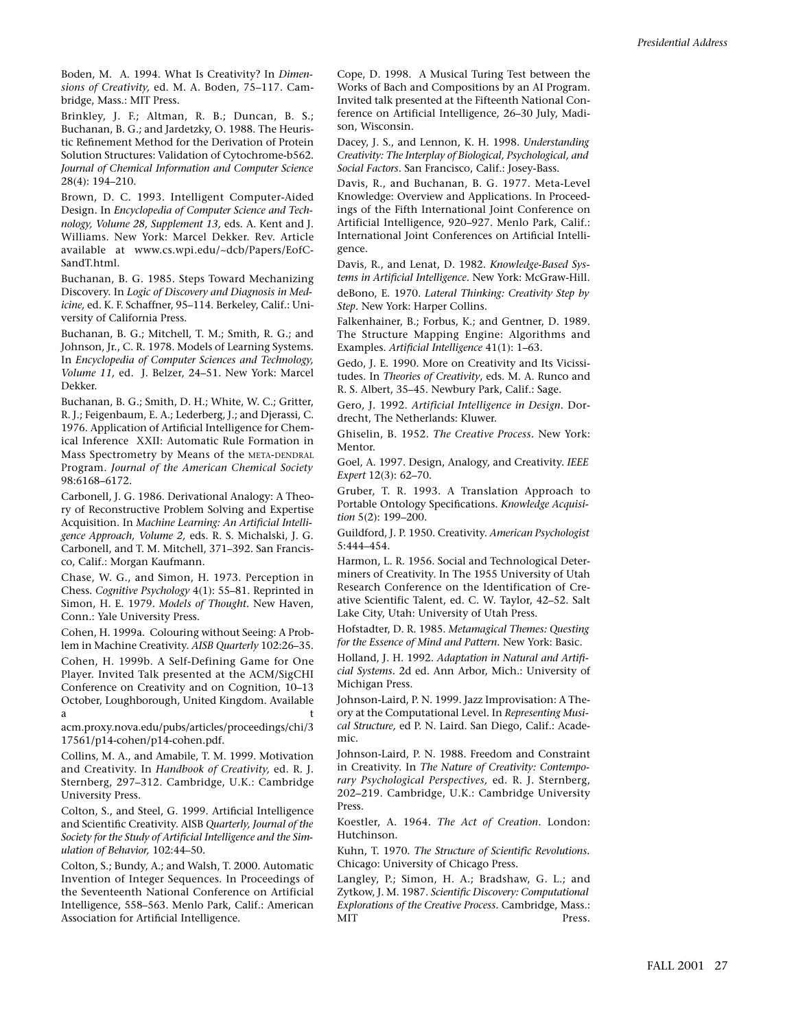Boden, M. A. 1994. What Is Creativity? In *Dimensions of Creativity,* ed. M. A. Boden, 75–117. Cambridge, Mass.: MIT Press.

Brinkley, J. F.; Altman, R. B.; Duncan, B. S.; Buchanan, B. G.; and Jardetzky, O. 1988. The Heuristic Refinement Method for the Derivation of Protein Solution Structures: Validation of Cytochrome-b562. *Journal of Chemical Information and Computer Science* 28(4): 194–210.

Brown, D. C. 1993. Intelligent Computer-Aided Design. In *Encyclopedia of Computer Science and Technology, Volume 28, Supplement 13,* eds. A. Kent and J. Williams. New York: Marcel Dekker. Rev. Article available at www.cs.wpi.edu/~dcb/Papers/EofCSandT.html.

Buchanan, B. G. 1985. Steps Toward Mechanizing Discovery. In *Logic of Discovery and Diagnosis in Medicine,* ed. K. F. Schaffner, 95–114. Berkeley, Calif.: University of California Press.

Buchanan, B. G.; Mitchell, T. M.; Smith, R. G.; and Johnson, Jr., C. R. 1978. Models of Learning Systems. In *Encyclopedia of Computer Sciences and Technology, Volume 11,* ed. J. Belzer, 24–51. New York: Marcel Dekker.

Buchanan, B. G.; Smith, D. H.; White, W. C.; Gritter, R. J.; Feigenbaum, E. A.; Lederberg, J.; and Djerassi, C. 1976. Application of Artificial Intelligence for Chemical Inference XXII: Automatic Rule Formation in Mass Spectrometry by Means of the META-DENDRAL Program. *Journal of the American Chemical Society* 98:6168–6172.

Carbonell, J. G. 1986. Derivational Analogy: A Theory of Reconstructive Problem Solving and Expertise Acquisition. In *Machine Learning: An Artificial Intelligence Approach, Volume 2,* eds. R. S. Michalski, J. G. Carbonell, and T. M. Mitchell, 371–392. San Francisco, Calif.: Morgan Kaufmann.

Chase, W. G., and Simon, H. 1973. Perception in Chess. *Cognitive Psychology* 4(1): 55–81. Reprinted in Simon, H. E. 1979. *Models of Thought.* New Haven, Conn.: Yale University Press.

Cohen, H. 1999a. Colouring without Seeing: A Problem in Machine Creativity. *AISB Quarterly* 102:26–35.

Cohen, H. 1999b. A Self-Defining Game for One Player. Invited Talk presented at the ACM/SigCHI Conference on Creativity and on Cognition, 10–13 October, Loughborough, United Kingdom. Available at acm.proxy.nova.edu/pubs/articles/proceedings/chi/317561/p14-cohen/p14-cohen.pdf.

Collins, M. A., and Amabile, T. M. 1999. Motivation and Creativity. In *Handbook of Creativity,* ed. R. J. Sternberg, 297–312. Cambridge, U.K.: Cambridge University Press.

Colton, S., and Steel, G. 1999. Artificial Intelligence and Scientific Creativity. AISB *Quarterly, Journal of the Society for the Study of Artificial Intelligence and the Simulation of Behavior,* 102:44–50.

Colton, S.; Bundy, A.; and Walsh, T. 2000. Automatic Invention of Integer Sequences. In Proceedings of the Seventeenth National Conference on Artificial Intelligence, 558–563. Menlo Park, Calif.: American Association for Artificial Intelligence.

Cope, D. 1998. A Musical Turing Test between the Works of Bach and Compositions by an AI Program. Invited talk presented at the Fifteenth National Conference on Artificial Intelligence, 26–30 July, Madison, Wisconsin.

Dacey, J. S., and Lennon, K. H. 1998. *Understanding Creativity: The Interplay of Biological, Psychological, and Social Factors.* San Francisco, Calif.: Josey-Bass.

Davis, R., and Buchanan, B. G. 1977. Meta-Level Knowledge: Overview and Applications. In Proceedings of the Fifth International Joint Conference on Artificial Intelligence, 920–927. Menlo Park, Calif.: International Joint Conferences on Artificial Intelligence.

Davis, R., and Lenat, D. 1982. *Knowledge-Based Systems in Artificial Intelligence.* New York: McGraw-Hill.

deBono, E. 1970. *Lateral Thinking: Creativity Step by Step.* New York: Harper Collins.

Falkenhainer, B.; Forbus, K.; and Gentner, D. 1989. The Structure Mapping Engine: Algorithms and Examples. *Artificial Intelligence* 41(1): 1–63.

Gedo, J. E. 1990. More on Creativity and Its Vicissitudes. In *Theories of Creativity,* eds. M. A. Runco and R. S. Albert, 35–45. Newbury Park, Calif.: Sage.

Gero, J. 1992. *Artificial Intelligence in Design.* Dordrecht, The Netherlands: Kluwer.

Ghiselin, B. 1952. *The Creative Process.* New York: Mentor.

Goel, A. 1997. Design, Analogy, and Creativity. *IEEE Expert* 12(3): 62–70.

Gruber, T. R. 1993. A Translation Approach to Portable Ontology Specifications. *Knowledge Acquisition* 5(2): 199–200.

Guildford, J. P. 1950. Creativity. *American Psychologist* 5:444–454.

Harmon, L. R. 1956. Social and Technological Determiners of Creativity. In The 1955 University of Utah Research Conference on the Identification of Creative Scientific Talent, ed. C. W. Taylor, 42–52. Salt Lake City, Utah: University of Utah Press.

Hofstadter, D. R. 1985. *Metamagical Themes: Questing for the Essence of Mind and Pattern.* New York: Basic.

Holland, J. H. 1992. *Adaptation in Natural and Artificial Systems.* 2d ed. Ann Arbor, Mich.: University of Michigan Press.

Johnson-Laird, P. N. 1999. Jazz Improvisation: A Theory at the Computational Level. In *Representing Musical Structure,* ed P. N. Laird. San Diego, Calif.: Academic.

Johnson-Laird, P. N. 1988. Freedom and Constraint in Creativity. In *The Nature of Creativity: Contemporary Psychological Perspectives,* ed. R. J. Sternberg, 202–219. Cambridge, U.K.: Cambridge University Press.

Koestler, A. 1964. *The Act of Creation.* London: Hutchinson.

Kuhn, T. 1970. *The Structure of Scientific Revolutions.* Chicago: University of Chicago Press.

Langley, P.; Simon, H. A.; Bradshaw, G. L.; and Zytkow, J. M. 1987. *Scientific Discovery: Computational Explorations of the Creative Process.* Cambridge, Mass.: MIT Press.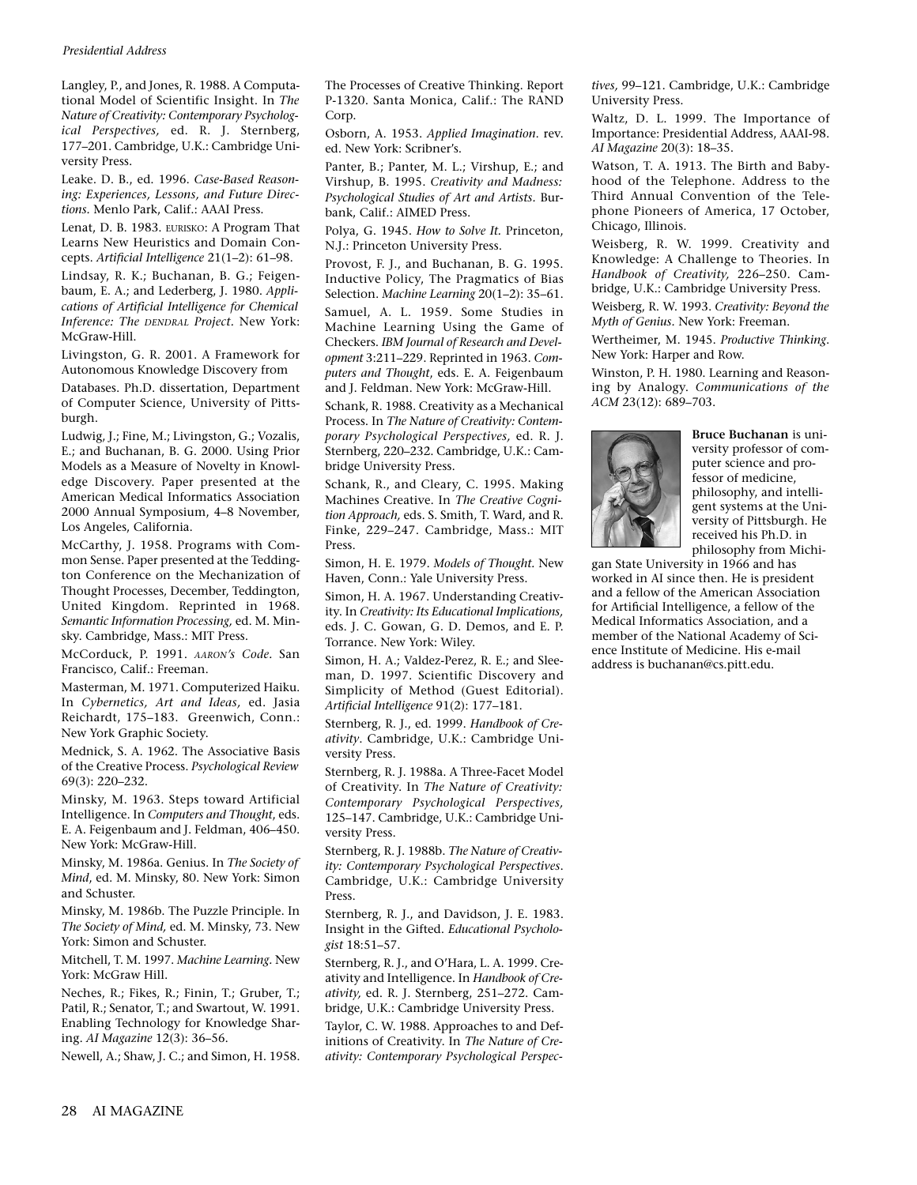Langley, P., and Jones, R. 1988. A Computational Model of Scientific Insight. In *The Nature of Creativity: Contemporary Psychological Perspectives,* ed. R. J. Sternberg, 177–201. Cambridge, U.K.: Cambridge University Press.

Leake. D. B., ed. 1996. *Case-Based Reasoning: Experiences, Lessons, and Future Directions.* Menlo Park, Calif.: AAAI Press.

Lenat, D. B. 1983. EURISKO: A Program That Learns New Heuristics and Domain Concepts. *Artificial Intelligence* 21(1–2): 61–98.

Lindsay, R. K.; Buchanan, B. G.; Feigenbaum, E. A.; and Lederberg, J. 1980. *Applications of Artificial Intelligence for Chemical Inference: The DENDRAL Project*. New York: McGraw-Hill.

Livingston, G. R. 2001. A Framework for Autonomous Knowledge Discovery from Databases. Ph.D. dissertation, Department of Computer Science, University of Pittsburgh.

Ludwig, J.; Fine, M.; Livingston, G.; Vozalis, E.; and Buchanan, B. G. 2000. Using Prior Models as a Measure of Novelty in Knowledge Discovery. Paper presented at the American Medical Informatics Association 2000 Annual Symposium, 4–8 November, Los Angeles, California.

McCarthy, J. 1958. Programs with Common Sense. Paper presented at the Teddington Conference on the Mechanization of Thought Processes, December, Teddington, United Kingdom. Reprinted in 1968. *Semantic Information Processing,* ed. M. Minsky. Cambridge, Mass.: MIT Press.

McCorduck, P. 1991. *AARON's Code*. San Francisco, Calif.: Freeman.

Masterman, M. 1971. Computerized Haiku. In *Cybernetics, Art and Ideas,* ed. Jasia Reichardt, 175–183. Greenwich, Conn.: New York Graphic Society.

Mednick, S. A. 1962. The Associative Basis of the Creative Process. *Psychological Review* 69(3): 220–232.

Minsky, M. 1963. Steps toward Artificial Intelligence. In *Computers and Thought*, eds. E. A. Feigenbaum and J. Feldman, 406–450. New York: McGraw-Hill.

Minsky, M. 1986a. Genius. In *The Society of Mind*, ed. M. Minsky, 80. New York: Simon and Schuster.

Minsky, M. 1986b. The Puzzle Principle. In *The Society of Mind,* ed. M. Minsky, 73. New York: Simon and Schuster.

Mitchell, T. M. 1997. *Machine Learning*. New York: McGraw Hill.

Neches, R.; Fikes, R.; Finin, T.; Gruber, T.; Patil, R.; Senator, T.; and Swartout, W. 1991. Enabling Technology for Knowledge Sharing. *AI Magazine* 12(3): 36–56.

Newell, A.; Shaw, J. C.; and Simon, H. 1958. The Processes of Creative Thinking. Report P-1320. Santa Monica, Calif.: The RAND Corp.

Osborn, A. 1953. *Applied Imagination*. rev. ed. New York: Scribner's.

Panter, B.; Panter, M. L.; Virshup, E.; and Virshup, B. 1995. *Creativity and Madness: Psychological Studies of Art and Artists*. Burbank, Calif.: AIMED Press.

Polya, G. 1945. *How to Solve It*. Princeton, N.J.: Princeton University Press.

Provost, F. J., and Buchanan, B. G. 1995. Inductive Policy, The Pragmatics of Bias Selection. *Machine Learning* 20(1–2): 35–61.

Samuel, A. L. 1959. Some Studies in Machine Learning Using the Game of Checkers. *IBM Journal of Research and Development* 3:211–229. Reprinted in 1963. *Computers and Thought*, eds. E. A. Feigenbaum and J. Feldman. New York: McGraw-Hill.

Schank, R. 1988. Creativity as a Mechanical Process. In *The Nature of Creativity: Contemporary Psychological Perspectives,* ed. R. J. Sternberg, 220–232. Cambridge, U.K.: Cambridge University Press.

Schank, R., and Cleary, C. 1995. Making Machines Creative. In *The Creative Cognition Approach,* eds. S. Smith, T. Ward, and R. Finke, 229–247. Cambridge, Mass.: MIT Press.

Simon, H. E. 1979. *Models of Thought*. New Haven, Conn.: Yale University Press.

Simon, H. A. 1967. Understanding Creativity. In *Creativity: Its Educational Implications,* eds. J. C. Gowan, G. D. Demos, and E. P. Torrance. New York: Wiley.

Simon, H. A.; Valdez-Perez, R. E.; and Sleeman, D. 1997. Scientific Discovery and Simplicity of Method (Guest Editorial). *Artificial Intelligence* 91(2): 177–181.

Sternberg, R. J., ed. 1999. *Handbook of Creativity*. Cambridge, U.K.: Cambridge University Press.

Sternberg, R. J. 1988a. A Three-Facet Model of Creativity. In *The Nature of Creativity: Contemporary Psychological Perspectives,* 125–147. Cambridge, U.K.: Cambridge University Press.

Sternberg, R. J. 1988b. *The Nature of Creativity: Contemporary Psychological Perspectives*. Cambridge, U.K.: Cambridge University Press.

Sternberg, R. J., and Davidson, J. E. 1983. Insight in the Gifted. *Educational Psychologist* 18:51–57.

Sternberg, R. J., and O'Hara, L. A. 1999. Creativity and Intelligence. In *Handbook of Creativity,* ed. R. J. Sternberg, 251–272. Cambridge, U.K.: Cambridge University Press.

Taylor, C. W. 1988. Approaches to and Definitions of Creativity. In *The Nature of Creativity: Contemporary Psychological Perspectives,* 99–121. Cambridge, U.K.: Cambridge University Press.

Waltz, D. L. 1999. The Importance of Importance: Presidential Address, AAAI-98. *AI Magazine* 20(3): 18–35.

Watson, T. A. 1913. The Birth and Babyhood of the Telephone. Address to the Third Annual Convention of the Telephone Pioneers of America, 17 October, Chicago, Illinois.

Weisberg, R. W. 1999. Creativity and Knowledge: A Challenge to Theories. In *Handbook of Creativity,* 226–250. Cambridge, U.K.: Cambridge University Press.

Weisberg, R. W. 1993. *Creativity: Beyond the Myth of Genius*. New York: Freeman.

Wertheimer, M. 1945. *Productive Thinking*. New York: Harper and Row.

Winston, P. H. 1980. Learning and Reasoning by Analogy. *Communications of the ACM* 23(12): 689–703.

**Bruce Buchanan** is university professor of computer science and professor of medicine, philosophy, and intelligent systems at the University of Pittsburgh. He received his Ph.D. in philosophy from Michigan State University in 1966 and has worked in AI since then. He is president and a fellow of the American Association for Artificial Intelligence, a fellow of the Medical Informatics Association, and a member of the National Academy of Science Institute of Medicine. His e-mail address is buchanan@cs.pitt.edu.